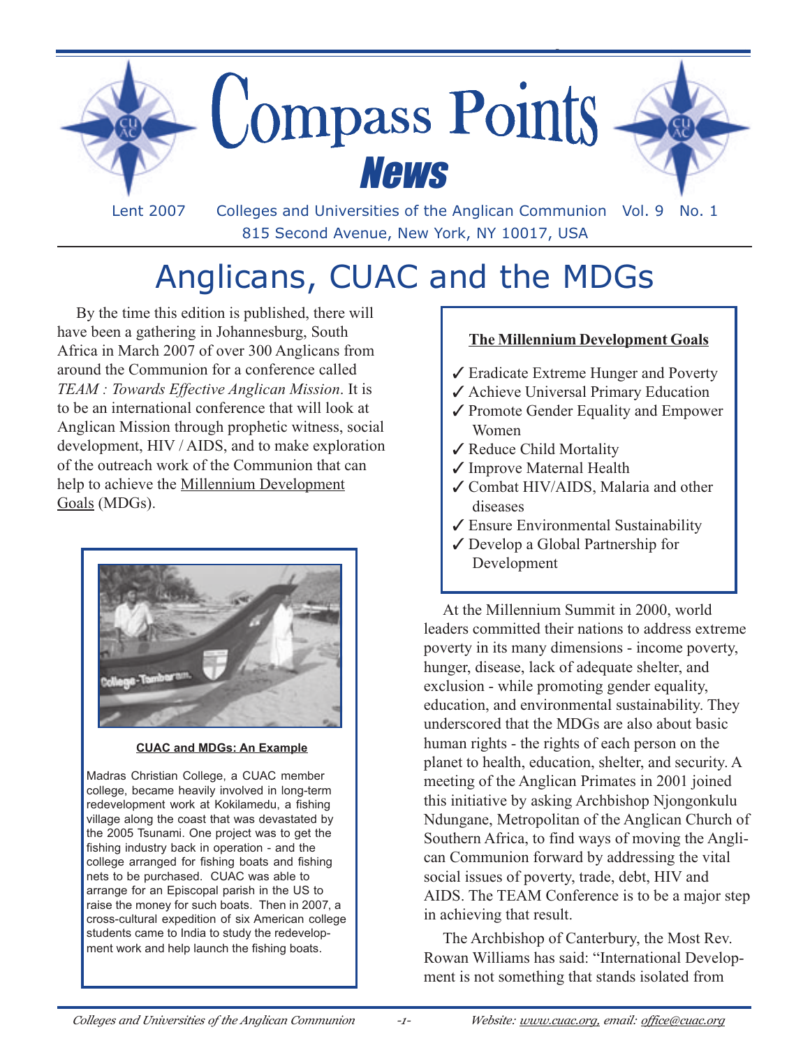# Compass Points News

Lent 2007 Colleges and Universities of the Anglican Communion Vol. 9 No. 1

815 Second Avenue, New York, NY 10017, USA

# Anglicans, CUAC and the MDGs

By the time this edition is published, there will have been a gathering in Johannesburg, South Africa in March 2007 of over 300 Anglicans from around the Communion for a conference called *TEAM : Towards Effective Anglican Mission*. It is to be an international conference that will look at Anglican Mission through prophetic witness, social development, HIV / AIDS, and to make exploration of the outreach work of the Communion that can help to achieve the Millennium Development Goals (MDGs).

**CUAC and MDGs: An Example**

Madras Christian College, a CUAC member college, became heavily involved in long-term redevelopment work at Kokilamedu, a fishing village along the coast that was devastated by the 2005 Tsunami. One project was to get the fishing industry back in operation - and the college arranged for fishing boats and fishing nets to be purchased. CUAC was able to arrange for an Episcopal parish in the US to raise the money for such boats. Then in 2007, a cross-cultural expedition of six American college students came to India to study the redevelopment work and help launch the fishing boats.

**The Millennium Development Goals**

- ✓ Eradicate Extreme Hunger and Poverty
- ✓ Achieve Universal Primary Education
- ✓ Promote Gender Equality and Empower Women
- ✓ Reduce Child Mortality
- ✓ Improve Maternal Health
- ✓ Combat HIV/AIDS, Malaria and other diseases
- ✓ Ensure Environmental Sustainability
- ✓ Develop a Global Partnership for Development

At the Millennium Summit in 2000, world leaders committed their nations to address extreme poverty in its many dimensions - income poverty, hunger, disease, lack of adequate shelter, and exclusion - while promoting gender equality, education, and environmental sustainability. They underscored that the MDGs are also about basic human rights - the rights of each person on the planet to health, education, shelter, and security. A meeting of the Anglican Primates in 2001 joined this initiative by asking Archbishop Njongonkulu Ndungane, Metropolitan of the Anglican Church of Southern Africa, to find ways of moving the Anglican Communion forward by addressing the vital social issues of poverty, trade, debt, HIV and AIDS. The TEAM Conference is to be a major step in achieving that result.

The Archbishop of Canterbury, the Most Rev. Rowan Williams has said: "International Development is not something that stands isolated from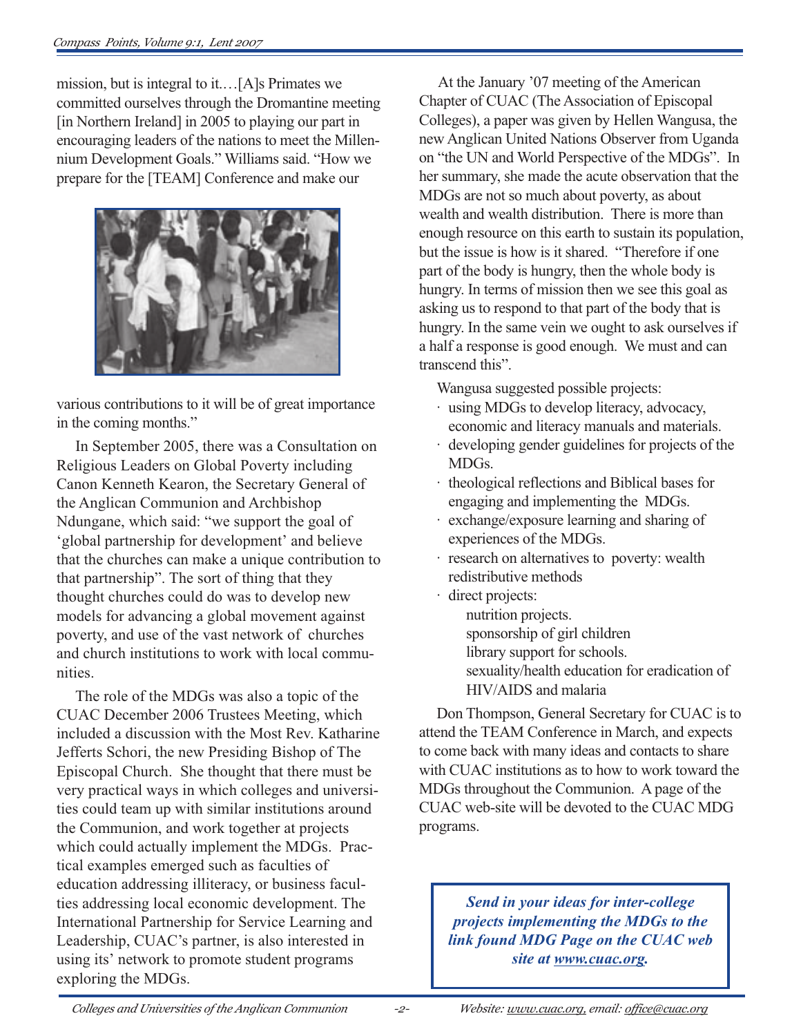mission, but is integral to it.…[A]s Primates we committed ourselves through the Dromantine meeting [in Northern Ireland] in 2005 to playing our part in encouraging leaders of the nations to meet the Millennium Development Goals." Williams said. "How we prepare for the [TEAM] Conference and make our various contributions to it will be of great importance in the coming months."

In September 2005, there was a Consultation on Religious Leaders on Global Poverty including Canon Kenneth Kearon, the Secretary General of the Anglican Communion and Archbishop Ndungane, which said: "we support the goal of 'global partnership for development' and believe that the churches can make a unique contribution to that partnership". The sort of thing that they thought churches could do was to develop new models for advancing a global movement against poverty, and use of the vast network of churches and church institutions to work with local communities.

The role of the MDGs was also a topic of the CUAC December 2006 Trustees Meeting, which included a discussion with the Most Rev. Katharine Jefferts Schori, the new Presiding Bishop of The Episcopal Church. She thought that there must be very practical ways in which colleges and universities could team up with similar institutions around the Communion, and work together at projects which could actually implement the MDGs. Practical examples emerged such as faculties of education addressing illiteracy, or business faculties addressing local economic development. The International Partnership for Service Learning and Leadership, CUAC's partner, is also interested in using its' network to promote student programs exploring the MDGs.

At the January '07 meeting of the American Chapter of CUAC (The Association of Episcopal Colleges), a paper was given by Hellen Wangusa, the new Anglican United Nations Observer from Uganda on "the UN and World Perspective of the MDGs". In her summary, she made the acute observation that the MDGs are not so much about poverty, as about wealth and wealth distribution. There is more than enough resource on this earth to sustain its population, but the issue is how is it shared. "Therefore if one part of the body is hungry, then the whole body is hungry. In terms of mission then we see this goal as asking us to respond to that part of the body that is hungry. In the same vein we ought to ask ourselves if a half a response is good enough. We must and can transcend this".

Wangusa suggested possible projects:

- using MDGs to develop literacy, advocacy, economic and literacy manuals and materials.
- developing gender guidelines for projects of the MDGs.
- theological reflections and Biblical bases for engaging and implementing the MDGs.
- exchange/exposure learning and sharing of experiences of the MDGs.
- research on alternatives to poverty: wealth redistributive methods
- direct projects:
  - nutrition projects.
  - sponsorship of girl children
  - library support for schools.
  - sexuality/health education for eradication of HIV/AIDS and malaria

Don Thompson, General Secretary for CUAC is to attend the TEAM Conference in March, and expects to come back with many ideas and contacts to share with CUAC institutions as to how to work toward the MDGs throughout the Communion. A page of the CUAC web-site will be devoted to the CUAC MDG programs.

***Send in your ideas for inter-college projects implementing the MDGs to the link found MDG Page on the CUAC web site at www.cuac.org.***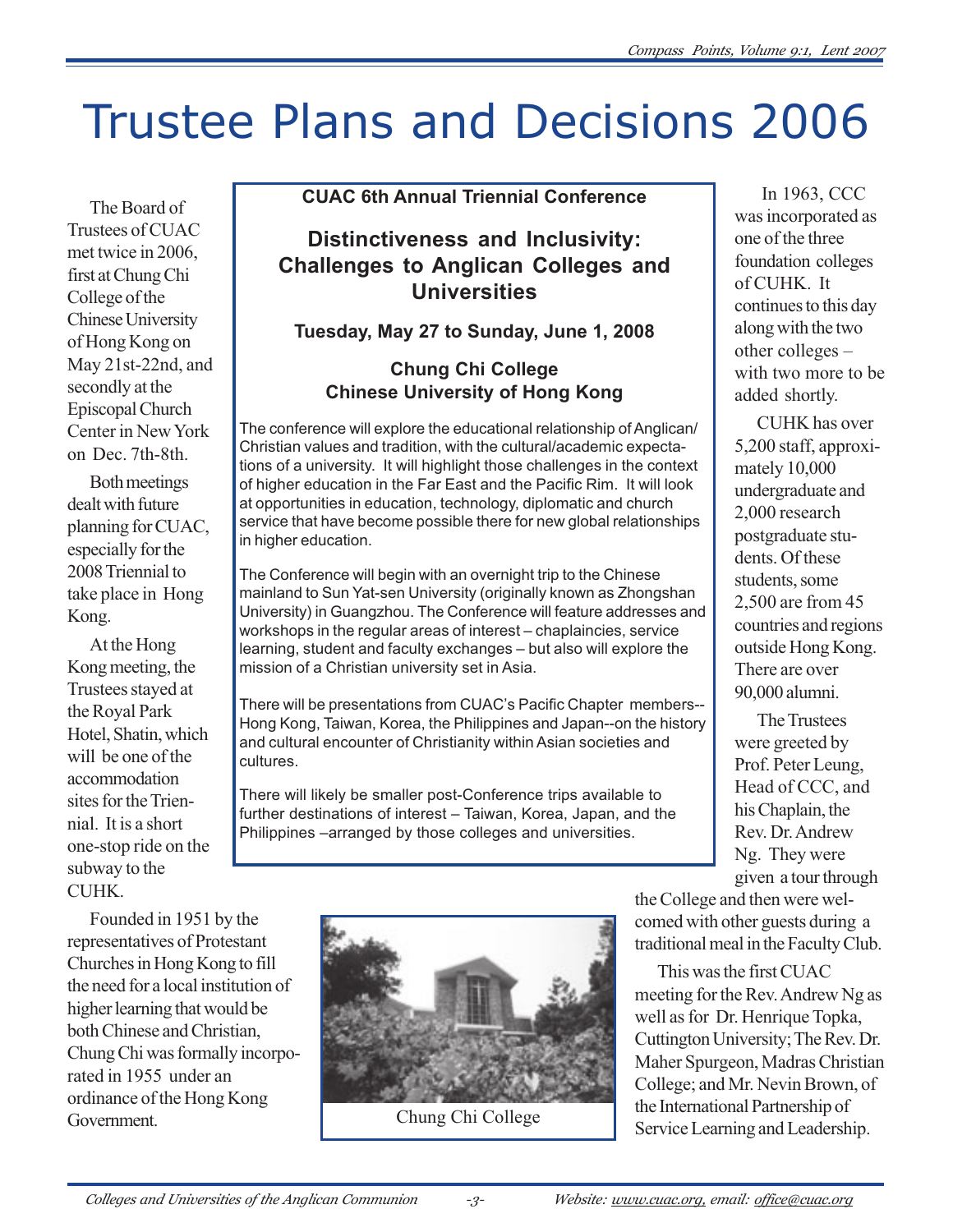# Trustee Plans and Decisions 2006

The Board of Trustees of CUAC met twice in 2006, first at Chung Chi College of the Chinese University of Hong Kong on May 21st-22nd, and secondly at the Episcopal Church Center in New York on Dec. 7th-8th.

Both meetings dealt with future planning for CUAC, especially for the 2008 Triennial to take place in Hong Kong.

At the Hong Kong meeting, the Trustees stayed at the Royal Park Hotel, Shatin, which will be one of the accommodation sites for the Triennial. It is a short one-stop ride on the subway to the CUHK.

Founded in 1951 by the representatives of Protestant Churches in Hong Kong to fill the need for a local institution of higher learning that would be both Chinese and Christian, Chung Chi was formally incorporated in 1955 under an ordinance of the Hong Kong Government.

**CUAC 6th Annual Triennial Conference**

## Distinctiveness and Inclusivity: Challenges to Anglican Colleges and Universities

**Tuesday, May 27 to Sunday, June 1, 2008**

**Chung Chi College**
**Chinese University of Hong Kong**

The conference will explore the educational relationship of Anglican/ Christian values and tradition, with the cultural/academic expectations of a university. It will highlight those challenges in the context of higher education in the Far East and the Pacific Rim. It will look at opportunities in education, technology, diplomatic and church service that have become possible there for new global relationships in higher education.

The Conference will begin with an overnight trip to the Chinese mainland to Sun Yat-sen University (originally known as Zhongshan University) in Guangzhou. The Conference will feature addresses and workshops in the regular areas of interest – chaplaincies, service learning, student and faculty exchanges – but also will explore the mission of a Christian university set in Asia.

There will be presentations from CUAC's Pacific Chapter members--Hong Kong, Taiwan, Korea, the Philippines and Japan--on the history and cultural encounter of Christianity within Asian societies and cultures.

There will likely be smaller post-Conference trips available to further destinations of interest – Taiwan, Korea, Japan, and the Philippines –arranged by those colleges and universities.

Chung Chi College

In 1963, CCC was incorporated as one of the three foundation colleges of CUHK. It continues to this day along with the two other colleges – with two more to be added shortly.

CUHK has over 5,200 staff, approximately 10,000 undergraduate and 2,000 research postgraduate students. Of these students, some 2,500 are from 45 countries and regions outside Hong Kong. There are over 90,000 alumni.

The Trustees were greeted by Prof. Peter Leung, Head of CCC, and his Chaplain, the Rev. Dr. Andrew Ng. They were given a tour through the College and then were welcomed with other guests during a traditional meal in the Faculty Club.

This was the first CUAC meeting for the Rev. Andrew Ng as well as for Dr. Henrique Topka, Cuttington University; The Rev. Dr. Maher Spurgeon, Madras Christian College; and Mr. Nevin Brown, of the International Partnership of Service Learning and Leadership.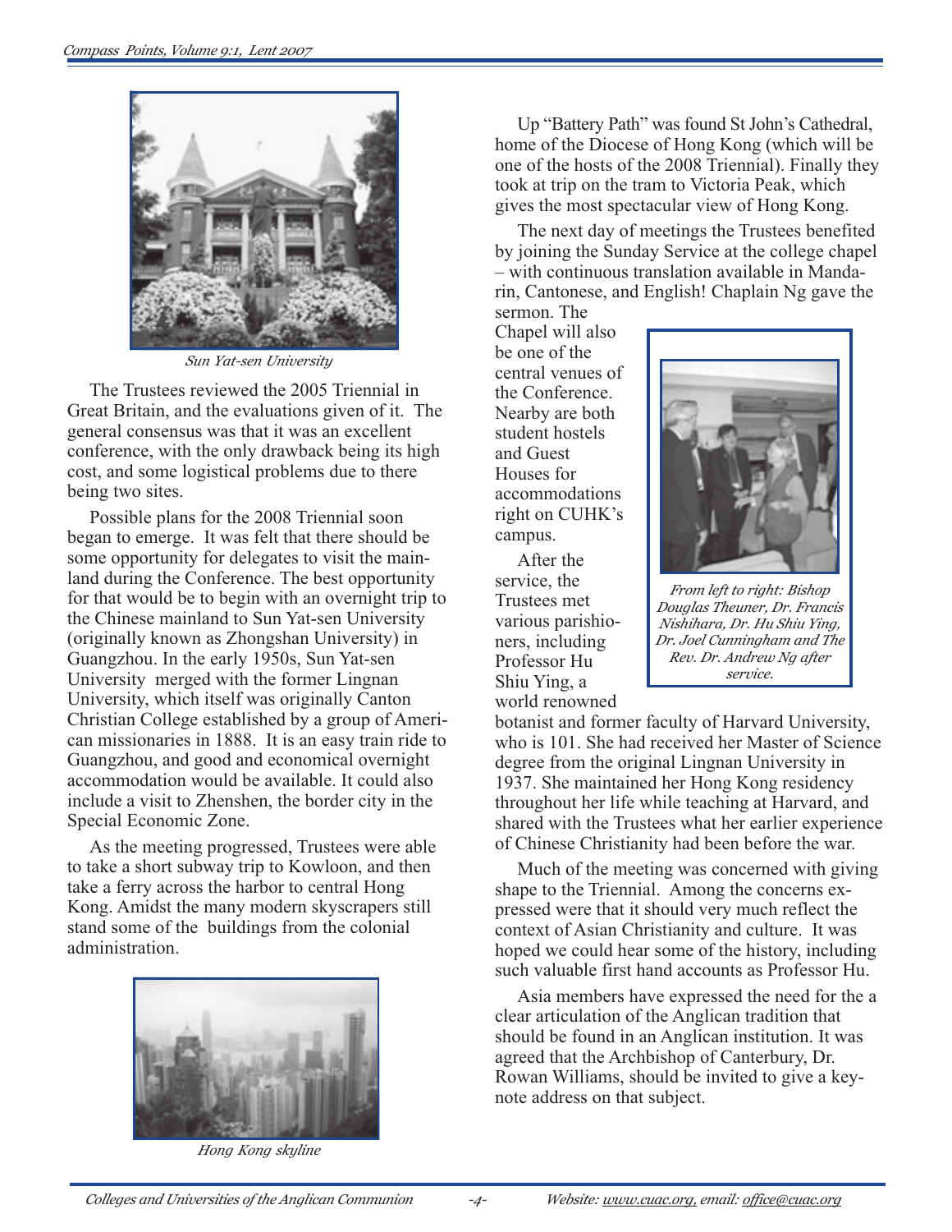Sun Yat-sen University

The Trustees reviewed the 2005 Triennial in Great Britain, and the evaluations given of it. The general consensus was that it was an excellent conference, with the only drawback being its high cost, and some logistical problems due to there being two sites.

Possible plans for the 2008 Triennial soon began to emerge. It was felt that there should be some opportunity for delegates to visit the mainland during the Conference. The best opportunity for that would be to begin with an overnight trip to the Chinese mainland to Sun Yat-sen University (originally known as Zhongshan University) in Guangzhou. In the early 1950s, Sun Yat-sen University merged with the former Lingnan University, which itself was originally Canton Christian College established by a group of American missionaries in 1888. It is an easy train ride to Guangzhou, and good and economical overnight accommodation would be available. It could also include a visit to Zhenshen, the border city in the Special Economic Zone.

As the meeting progressed, Trustees were able to take a short subway trip to Kowloon, and then take a ferry across the harbor to central Hong Kong. Amidst the many modern skyscrapers still stand some of the buildings from the colonial administration.

Hong Kong skyline

Up "Battery Path" was found St John's Cathedral, home of the Diocese of Hong Kong (which will be one of the hosts of the 2008 Triennial). Finally they took at trip on the tram to Victoria Peak, which gives the most spectacular view of Hong Kong.

The next day of meetings the Trustees benefited by joining the Sunday Service at the college chapel – with continuous translation available in Mandarin, Cantonese, and English! Chaplain Ng gave the sermon. The Chapel will also be one of the central venues of the Conference. Nearby are both student hostels and Guest Houses for accommodations right on CUHK's campus.

After the service, the Trustees met various parishioners, including Professor Hu Shiu Ying, a world renowned botanist and former faculty of Harvard University, who is 101. She had received her Master of Science degree from the original Lingnan University in 1937. She maintained her Hong Kong residency throughout her life while teaching at Harvard, and shared with the Trustees what her earlier experience of Chinese Christianity had been before the war.

*From left to right: Bishop Douglas Theuner, Dr. Francis Nishihara, Dr. Hu Shiu Ying, Dr. Joel Cunningham and The Rev. Dr. Andrew Ng after service.*

Much of the meeting was concerned with giving shape to the Triennial. Among the concerns expressed were that it should very much reflect the context of Asian Christianity and culture. It was hoped we could hear some of the history, including such valuable first hand accounts as Professor Hu.

Asia members have expressed the need for the a clear articulation of the Anglican tradition that should be found in an Anglican institution. It was agreed that the Archbishop of Canterbury, Dr. Rowan Williams, should be invited to give a keynote address on that subject.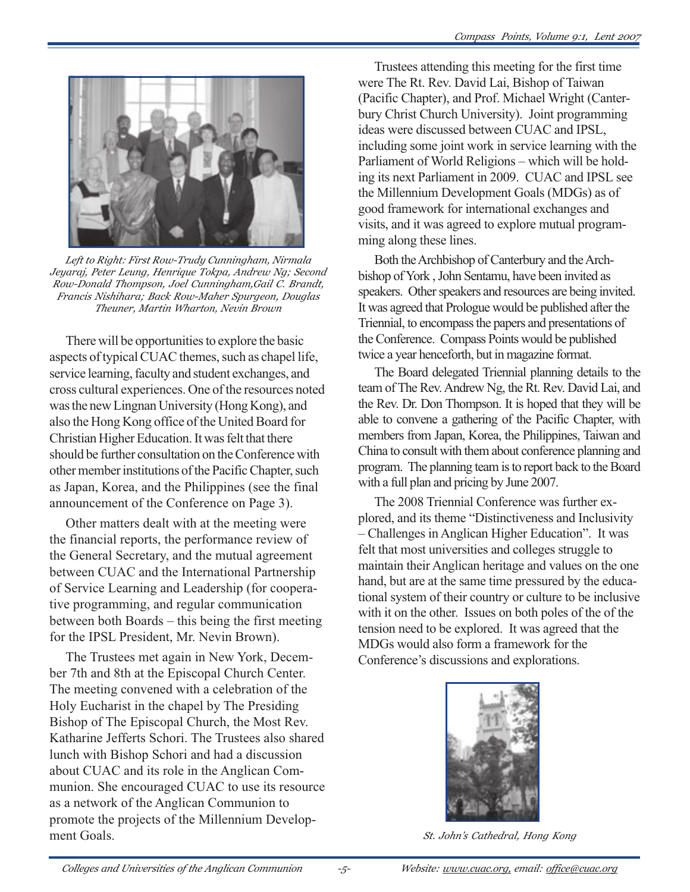*Left to Right: First Row-Trudy Cunningham, Nirmala Jeyaraj, Peter Leung, Henrique Tokpa, Andrew Ng; Second Row-Donald Thompson, Joel Cunningham,Gail C. Brandt, Francis Nishihara; Back Row-Maher Spurgeon, Douglas Theuner, Martin Wharton, Nevin Brown*

There will be opportunities to explore the basic aspects of typical CUAC themes, such as chapel life, service learning, faculty and student exchanges, and cross cultural experiences. One of the resources noted was the new Lingnan University (Hong Kong), and also the Hong Kong office of the United Board for Christian Higher Education. It was felt that there should be further consultation on the Conference with other member institutions of the Pacific Chapter, such as Japan, Korea, and the Philippines (see the final announcement of the Conference on Page 3).

Other matters dealt with at the meeting were the financial reports, the performance review of the General Secretary, and the mutual agreement between CUAC and the International Partnership of Service Learning and Leadership (for cooperative programming, and regular communication between both Boards – this being the first meeting for the IPSL President, Mr. Nevin Brown).

The Trustees met again in New York, December 7th and 8th at the Episcopal Church Center. The meeting convened with a celebration of the Holy Eucharist in the chapel by The Presiding Bishop of The Episcopal Church, the Most Rev. Katharine Jefferts Schori. The Trustees also shared lunch with Bishop Schori and had a discussion about CUAC and its role in the Anglican Communion. She encouraged CUAC to use its resource as a network of the Anglican Communion to promote the projects of the Millennium Development Goals.

Trustees attending this meeting for the first time were The Rt. Rev. David Lai, Bishop of Taiwan (Pacific Chapter), and Prof. Michael Wright (Canterbury Christ Church University). Joint programming ideas were discussed between CUAC and IPSL, including some joint work in service learning with the Parliament of World Religions – which will be holding its next Parliament in 2009. CUAC and IPSL see the Millennium Development Goals (MDGs) as of good framework for international exchanges and visits, and it was agreed to explore mutual programming along these lines.

Both the Archbishop of Canterbury and the Archbishop of York , John Sentamu, have been invited as speakers. Other speakers and resources are being invited. It was agreed that Prologue would be published after the Triennial, to encompass the papers and presentations of the Conference. Compass Points would be published twice a year henceforth, but in magazine format.

The Board delegated Triennial planning details to the team of The Rev. Andrew Ng, the Rt. Rev. David Lai, and the Rev. Dr. Don Thompson. It is hoped that they will be able to convene a gathering of the Pacific Chapter, with members from Japan, Korea, the Philippines, Taiwan and China to consult with them about conference planning and program. The planning team is to report back to the Board with a full plan and pricing by June 2007.

The 2008 Triennial Conference was further explored, and its theme "Distinctiveness and Inclusivity – Challenges in Anglican Higher Education". It was felt that most universities and colleges struggle to maintain their Anglican heritage and values on the one hand, but are at the same time pressured by the educational system of their country or culture to be inclusive with it on the other. Issues on both poles of the of the tension need to be explored. It was agreed that the MDGs would also form a framework for the Conference's discussions and explorations.

*St. John's Cathedral, Hong Kong*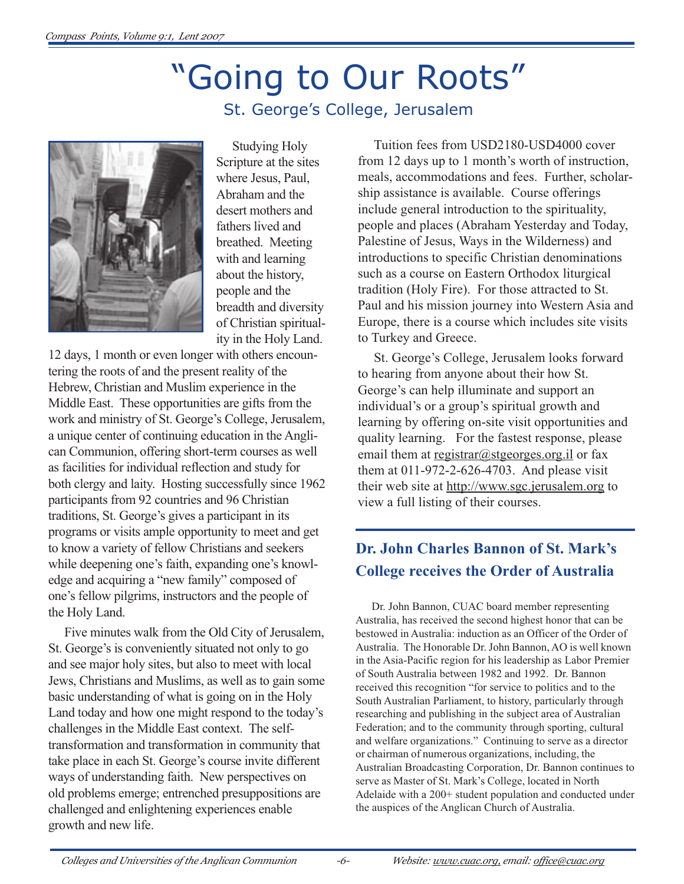# "Going to Our Roots"

## St. George's College, Jerusalem

Studying Holy Scripture at the sites where Jesus, Paul, Abraham and the desert mothers and fathers lived and breathed. Meeting with and learning about the history, people and the breadth and diversity of Christian spirituality in the Holy Land. 12 days, 1 month or even longer with others encountering the roots of and the present reality of the Hebrew, Christian and Muslim experience in the Middle East. These opportunities are gifts from the work and ministry of St. George's College, Jerusalem, a unique center of continuing education in the Anglican Communion, offering short-term courses as well as facilities for individual reflection and study for both clergy and laity. Hosting successfully since 1962 participants from 92 countries and 96 Christian traditions, St. George's gives a participant in its programs or visits ample opportunity to meet and get to know a variety of fellow Christians and seekers while deepening one's faith, expanding one's knowledge and acquiring a "new family" composed of one's fellow pilgrims, instructors and the people of the Holy Land.

Five minutes walk from the Old City of Jerusalem, St. George's is conveniently situated not only to go and see major holy sites, but also to meet with local Jews, Christians and Muslims, as well as to gain some basic understanding of what is going on in the Holy Land today and how one might respond to the today's challenges in the Middle East context. The self-transformation and transformation in community that take place in each St. George's course invite different ways of understanding faith. New perspectives on old problems emerge; entrenched presuppositions are challenged and enlightening experiences enable growth and new life.

Tuition fees from USD2180-USD4000 cover from 12 days up to 1 month's worth of instruction, meals, accommodations and fees. Further, scholarship assistance is available. Course offerings include general introduction to the spirituality, people and places (Abraham Yesterday and Today, Palestine of Jesus, Ways in the Wilderness) and introductions to specific Christian denominations such as a course on Eastern Orthodox liturgical tradition (Holy Fire). For those attracted to St. Paul and his mission journey into Western Asia and Europe, there is a course which includes site visits to Turkey and Greece.

St. George's College, Jerusalem looks forward to hearing from anyone about their how St. George's can help illuminate and support an individual's or a group's spiritual growth and learning by offering on-site visit opportunities and quality learning. For the fastest response, please email them at registrar@stgeorges.org.il or fax them at 011-972-2-626-4703. And please visit their web site at http://www.sgc.jerusalem.org to view a full listing of their courses.

## Dr. John Charles Bannon of St. Mark's College receives the Order of Australia

Dr. John Bannon, CUAC board member representing Australia, has received the second highest honor that can be bestowed in Australia: induction as an Officer of the Order of Australia. The Honorable Dr. John Bannon, AO is well known in the Asia-Pacific region for his leadership as Labor Premier of South Australia between 1982 and 1992. Dr. Bannon received this recognition "for service to politics and to the South Australian Parliament, to history, particularly through researching and publishing in the subject area of Australian Federation; and to the community through sporting, cultural and welfare organizations." Continuing to serve as a director or chairman of numerous organizations, including, the Australian Broadcasting Corporation, Dr. Bannon continues to serve as Master of St. Mark's College, located in North Adelaide with a 200+ student population and conducted under the auspices of the Anglican Church of Australia.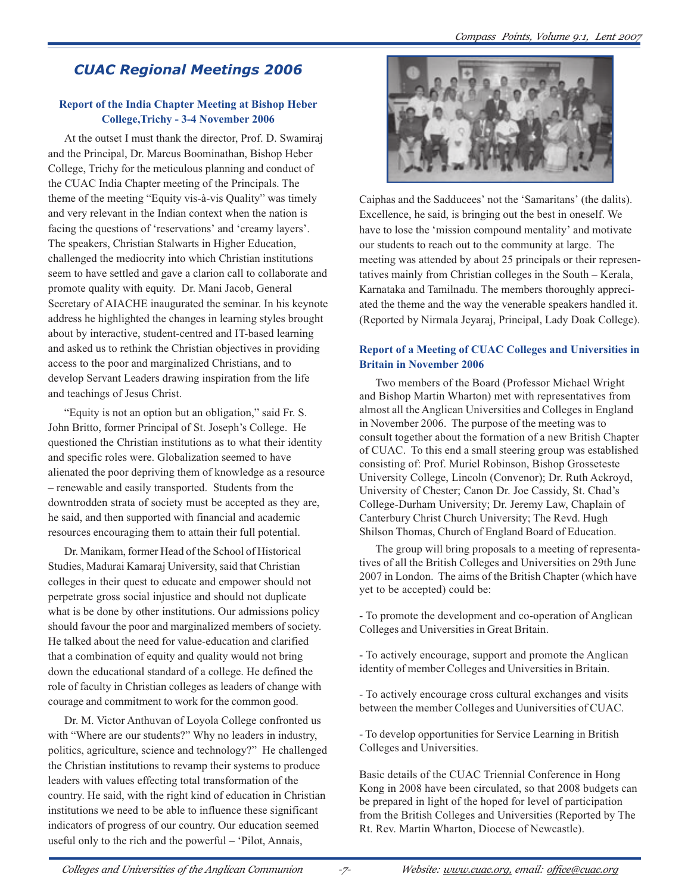## CUAC Regional Meetings 2006

### Report of the India Chapter Meeting at Bishop Heber College,Trichy - 3-4 November 2006

At the outset I must thank the director, Prof. D. Swamiraj and the Principal, Dr. Marcus Boominathan, Bishop Heber College, Trichy for the meticulous planning and conduct of the CUAC India Chapter meeting of the Principals. The theme of the meeting "Equity vis-à-vis Quality" was timely and very relevant in the Indian context when the nation is facing the questions of 'reservations' and 'creamy layers'. The speakers, Christian Stalwarts in Higher Education, challenged the mediocrity into which Christian institutions seem to have settled and gave a clarion call to collaborate and promote quality with equity. Dr. Mani Jacob, General Secretary of AIACHE inaugurated the seminar. In his keynote address he highlighted the changes in learning styles brought about by interactive, student-centred and IT-based learning and asked us to rethink the Christian objectives in providing access to the poor and marginalized Christians, and to develop Servant Leaders drawing inspiration from the life and teachings of Jesus Christ.

"Equity is not an option but an obligation," said Fr. S. John Britto, former Principal of St. Joseph's College. He questioned the Christian institutions as to what their identity and specific roles were. Globalization seemed to have alienated the poor depriving them of knowledge as a resource – renewable and easily transported. Students from the downtrodden strata of society must be accepted as they are, he said, and then supported with financial and academic resources encouraging them to attain their full potential.

Dr. Manikam, former Head of the School of Historical Studies, Madurai Kamaraj University, said that Christian colleges in their quest to educate and empower should not perpetrate gross social injustice and should not duplicate what is be done by other institutions. Our admissions policy should favour the poor and marginalized members of society. He talked about the need for value-education and clarified that a combination of equity and quality would not bring down the educational standard of a college. He defined the role of faculty in Christian colleges as leaders of change with courage and commitment to work for the common good.

Dr. M. Victor Anthuvan of Loyola College confronted us with "Where are our students?" Why no leaders in industry, politics, agriculture, science and technology?" He challenged the Christian institutions to revamp their systems to produce leaders with values effecting total transformation of the country. He said, with the right kind of education in Christian institutions we need to be able to influence these significant indicators of progress of our country. Our education seemed useful only to the rich and the powerful – 'Pilot, Annais, Caiphas and the Sadducees' not the 'Samaritans' (the dalits). Excellence, he said, is bringing out the best in oneself. We have to lose the 'mission compound mentality' and motivate our students to reach out to the community at large. The meeting was attended by about 25 principals or their representatives mainly from Christian colleges in the South – Kerala, Karnataka and Tamilnadu. The members thoroughly appreciated the theme and the way the venerable speakers handled it. (Reported by Nirmala Jeyaraj, Principal, Lady Doak College).

### Report of a Meeting of CUAC Colleges and Universities in Britain in November 2006

Two members of the Board (Professor Michael Wright and Bishop Martin Wharton) met with representatives from almost all the Anglican Universities and Colleges in England in November 2006. The purpose of the meeting was to consult together about the formation of a new British Chapter of CUAC. To this end a small steering group was established consisting of: Prof. Muriel Robinson, Bishop Grosseteste University College, Lincoln (Convenor); Dr. Ruth Ackroyd, University of Chester; Canon Dr. Joe Cassidy, St. Chad's College-Durham University; Dr. Jeremy Law, Chaplain of Canterbury Christ Church University; The Revd. Hugh Shilson Thomas, Church of England Board of Education.

The group will bring proposals to a meeting of representatives of all the British Colleges and Universities on 29th June 2007 in London. The aims of the British Chapter (which have yet to be accepted) could be:

- To promote the development and co-operation of Anglican Colleges and Universities in Great Britain.

- To actively encourage, support and promote the Anglican identity of member Colleges and Universities in Britain.

- To actively encourage cross cultural exchanges and visits between the member Colleges and Uuniversities of CUAC.

- To develop opportunities for Service Learning in British Colleges and Universities.

Basic details of the CUAC Triennial Conference in Hong Kong in 2008 have been circulated, so that 2008 budgets can be prepared in light of the hoped for level of participation from the British Colleges and Universities (Reported by The Rt. Rev. Martin Wharton, Diocese of Newcastle).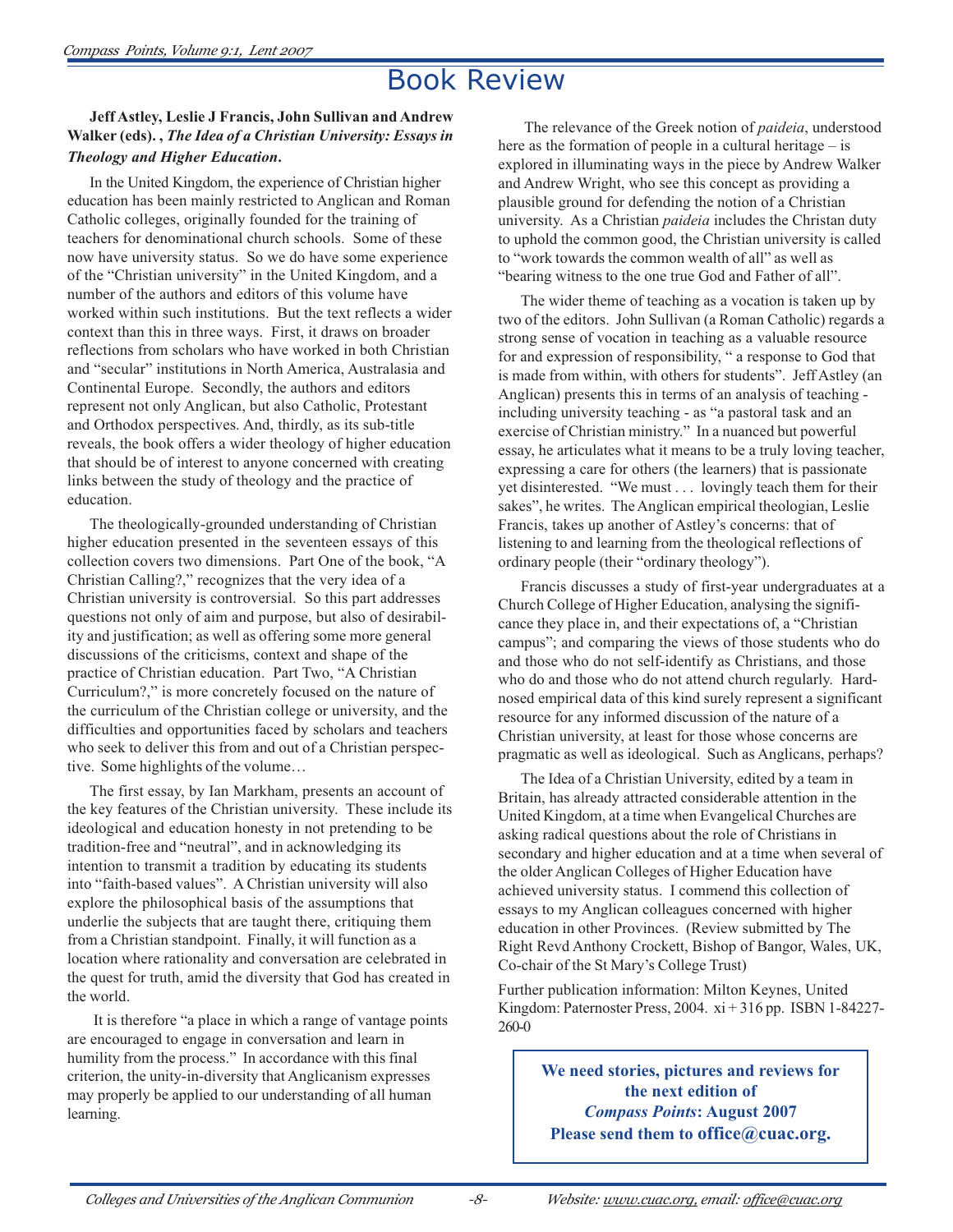# Book Review

**Jeff Astley, Leslie J Francis, John Sullivan and Andrew Walker (eds). , *The Idea of a Christian University: Essays in Theology and Higher Education*.**

In the United Kingdom, the experience of Christian higher education has been mainly restricted to Anglican and Roman Catholic colleges, originally founded for the training of teachers for denominational church schools. Some of these now have university status. So we do have some experience of the "Christian university" in the United Kingdom, and a number of the authors and editors of this volume have worked within such institutions. But the text reflects a wider context than this in three ways. First, it draws on broader reflections from scholars who have worked in both Christian and "secular" institutions in North America, Australasia and Continental Europe. Secondly, the authors and editors represent not only Anglican, but also Catholic, Protestant and Orthodox perspectives. And, thirdly, as its sub-title reveals, the book offers a wider theology of higher education that should be of interest to anyone concerned with creating links between the study of theology and the practice of education.

The theologically-grounded understanding of Christian higher education presented in the seventeen essays of this collection covers two dimensions. Part One of the book, "A Christian Calling?," recognizes that the very idea of a Christian university is controversial. So this part addresses questions not only of aim and purpose, but also of desirability and justification; as well as offering some more general discussions of the criticisms, context and shape of the practice of Christian education. Part Two, "A Christian Curriculum?," is more concretely focused on the nature of the curriculum of the Christian college or university, and the difficulties and opportunities faced by scholars and teachers who seek to deliver this from and out of a Christian perspective. Some highlights of the volume…

The first essay, by Ian Markham, presents an account of the key features of the Christian university. These include its ideological and education honesty in not pretending to be tradition-free and "neutral", and in acknowledging its intention to transmit a tradition by educating its students into "faith-based values". A Christian university will also explore the philosophical basis of the assumptions that underlie the subjects that are taught there, critiquing them from a Christian standpoint. Finally, it will function as a location where rationality and conversation are celebrated in the quest for truth, amid the diversity that God has created in the world.

It is therefore "a place in which a range of vantage points are encouraged to engage in conversation and learn in humility from the process." In accordance with this final criterion, the unity-in-diversity that Anglicanism expresses may properly be applied to our understanding of all human learning.

The relevance of the Greek notion of *paideia*, understood here as the formation of people in a cultural heritage – is explored in illuminating ways in the piece by Andrew Walker and Andrew Wright, who see this concept as providing a plausible ground for defending the notion of a Christian university. As a Christian *paideia* includes the Christan duty to uphold the common good, the Christian university is called to "work towards the common wealth of all" as well as "bearing witness to the one true God and Father of all".

The wider theme of teaching as a vocation is taken up by two of the editors. John Sullivan (a Roman Catholic) regards a strong sense of vocation in teaching as a valuable resource for and expression of responsibility, " a response to God that is made from within, with others for students". Jeff Astley (an Anglican) presents this in terms of an analysis of teaching - including university teaching - as "a pastoral task and an exercise of Christian ministry." In a nuanced but powerful essay, he articulates what it means to be a truly loving teacher, expressing a care for others (the learners) that is passionate yet disinterested. "We must . . . lovingly teach them for their sakes", he writes. The Anglican empirical theologian, Leslie Francis, takes up another of Astley's concerns: that of listening to and learning from the theological reflections of ordinary people (their "ordinary theology").

Francis discusses a study of first-year undergraduates at a Church College of Higher Education, analysing the significance they place in, and their expectations of, a "Christian campus"; and comparing the views of those students who do and those who do not self-identify as Christians, and those who do and those who do not attend church regularly. Hard-nosed empirical data of this kind surely represent a significant resource for any informed discussion of the nature of a Christian university, at least for those whose concerns are pragmatic as well as ideological. Such as Anglicans, perhaps?

The Idea of a Christian University, edited by a team in Britain, has already attracted considerable attention in the United Kingdom, at a time when Evangelical Churches are asking radical questions about the role of Christians in secondary and higher education and at a time when several of the older Anglican Colleges of Higher Education have achieved university status. I commend this collection of essays to my Anglican colleagues concerned with higher education in other Provinces. (Review submitted by The Right Revd Anthony Crockett, Bishop of Bangor, Wales, UK, Co-chair of the St Mary's College Trust)

Further publication information: Milton Keynes, United Kingdom: Paternoster Press, 2004. xi + 316 pp. ISBN 1-84227-260-0

**We need stories, pictures and reviews for the next edition of *Compass Points*: August 2007 Please send them to office@cuac.org.**